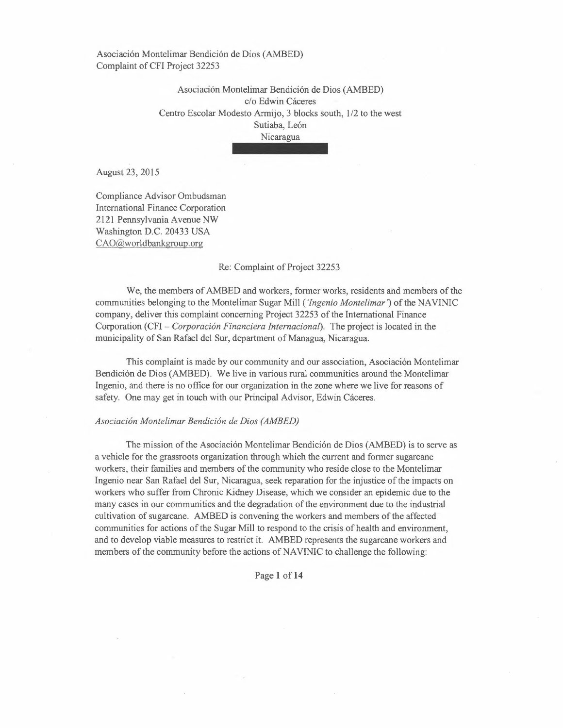Asociación Montelimar Bendición de Dios (AMBED)
Complaint of CFI Project 32253

Asociación Montelimar Bendición de Dios (AMBED)
c/o Edwin Cáceres
Centro Escolar Modesto Armijo, 3 blocks south, 1/2 to the west
Sutiaba, León
Nicaragua

August 23, 2015

Compliance Advisor Ombudsman
International Finance Corporation
2121 Pennsylvania Avenue NW
Washington D.C. 20433 USA
CAO@worldbankgroup.org

Re: Complaint of Project 32253

We, the members of AMBED and workers, former works, residents and members of the communities belonging to the Montelimar Sugar Mill (*'Ingenio Montelimar'*) of the NAVINIC company, deliver this complaint concerning Project 32253 of the International Finance Corporation (CFI – *Corporación Financiera Internacional*). The project is located in the municipality of San Rafael del Sur, department of Managua, Nicaragua.

This complaint is made by our community and our association, Asociación Montelimar Bendición de Dios (AMBED). We live in various rural communities around the Montelimar Ingenio, and there is no office for our organization in the zone where we live for reasons of safety. One may get in touch with our Principal Advisor, Edwin Cáceres.

*Asociación Montelimar Bendición de Dios (AMBED)*

The mission of the Asociación Montelimar Bendición de Dios (AMBED) is to serve as a vehicle for the grassroots organization through which the current and former sugarcane workers, their families and members of the community who reside close to the Montelimar Ingenio near San Rafael del Sur, Nicaragua, seek reparation for the injustice of the impacts on workers who suffer from Chronic Kidney Disease, which we consider an epidemic due to the many cases in our communities and the degradation of the environment due to the industrial cultivation of sugarcane. AMBED is convening the workers and members of the affected communities for actions of the Sugar Mill to respond to the crisis of health and environment, and to develop viable measures to restrict it. AMBED represents the sugarcane workers and members of the community before the actions of NAVINIC to challenge the following: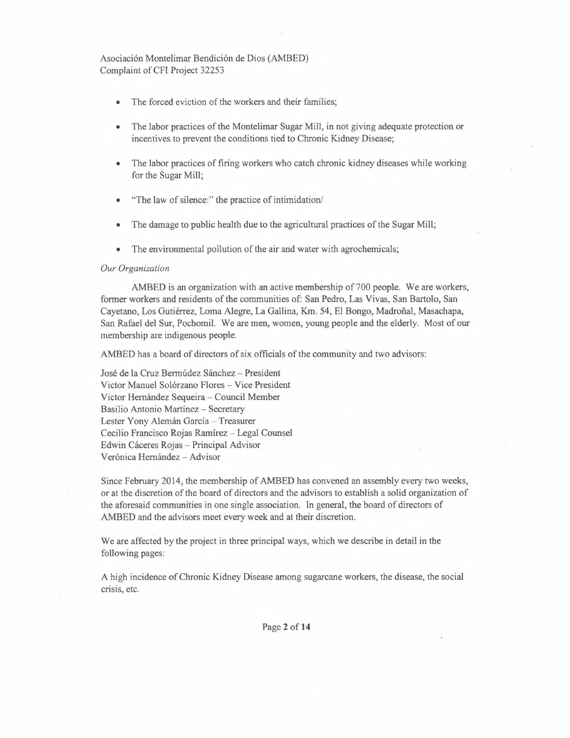- The forced eviction of the workers and their families;
- The labor practices of the Montelimar Sugar Mill, in not giving adequate protection or incentives to prevent the conditions tied to Chronic Kidney Disease;
- The labor practices of firing workers who catch chronic kidney diseases while working for the Sugar Mill;
- "The law of silence:" the practice of intimidation/
- The damage to public health due to the agricultural practices of the Sugar Mill;
- The environmental pollution of the air and water with agrochemicals;

*Our Organization*

AMBED is an organization with an active membership of 700 people. We are workers, former workers and residents of the communities of: San Pedro, Las Vivas, San Bartolo, San Cayetano, Los Gutiérrez, Loma Alegre, La Gallina, Km. 54, El Bongo, Madroñal, Masachapa, San Rafael del Sur, Pochomil. We are men, women, young people and the elderly. Most of our membership are indigenous people.

AMBED has a board of directors of six officials of the community and two advisors:

José de la Cruz Bermúdez Sánchez – President
Victor Manuel Solórzano Flores – Vice President
Victor Hernández Sequeira – Council Member
Basilio Antonio Martínez – Secretary
Lester Yony Alemán García – Treasurer
Cecilio Francisco Rojas Ramírez – Legal Counsel
Edwin Cáceres Rojas – Principal Advisor
Verónica Hernández – Advisor

Since February 2014, the membership of AMBED has convened an assembly every two weeks, or at the discretion of the board of directors and the advisors to establish a solid organization of the aforesaid communities in one single association. In general, the board of directors of AMBED and the advisors meet every week and at their discretion.

We are affected by the project in three principal ways, which we describe in detail in the following pages:

A high incidence of Chronic Kidney Disease among sugarcane workers, the disease, the social crisis, etc.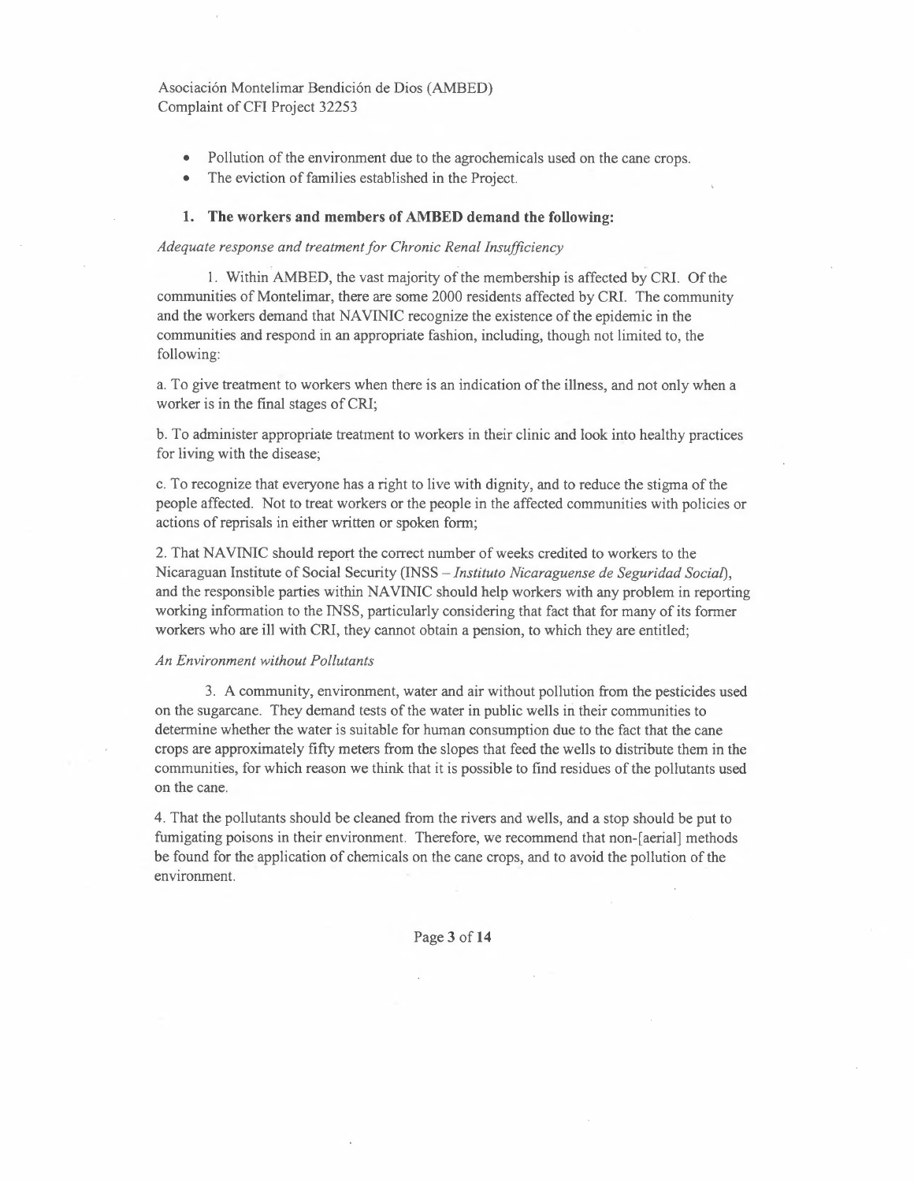- Pollution of the environment due to the agrochemicals used on the cane crops.
- The eviction of families established in the Project.

### 1. The workers and members of AMBED demand the following:

*Adequate response and treatment for Chronic Renal Insufficiency*

1. Within AMBED, the vast majority of the membership is affected by CRI. Of the communities of Montelimar, there are some 2000 residents affected by CRI. The community and the workers demand that NAVINIC recognize the existence of the epidemic in the communities and respond in an appropriate fashion, including, though not limited to, the following:

a. To give treatment to workers when there is an indication of the illness, and not only when a worker is in the final stages of CRI;

b. To administer appropriate treatment to workers in their clinic and look into healthy practices for living with the disease;

c. To recognize that everyone has a right to live with dignity, and to reduce the stigma of the people affected. Not to treat workers or the people in the affected communities with policies or actions of reprisals in either written or spoken form;

2. That NAVINIC should report the correct number of weeks credited to workers to the Nicaraguan Institute of Social Security (INSS – *Instituto Nicaraguense de Seguridad Social*), and the responsible parties within NAVINIC should help workers with any problem in reporting working information to the INSS, particularly considering that fact that for many of its former workers who are ill with CRI, they cannot obtain a pension, to which they are entitled;

*An Environment without Pollutants*

3. A community, environment, water and air without pollution from the pesticides used on the sugarcane. They demand tests of the water in public wells in their communities to determine whether the water is suitable for human consumption due to the fact that the cane crops are approximately fifty meters from the slopes that feed the wells to distribute them in the communities, for which reason we think that it is possible to find residues of the pollutants used on the cane.

4. That the pollutants should be cleaned from the rivers and wells, and a stop should be put to fumigating poisons in their environment. Therefore, we recommend that non-[aerial] methods be found for the application of chemicals on the cane crops, and to avoid the pollution of the environment.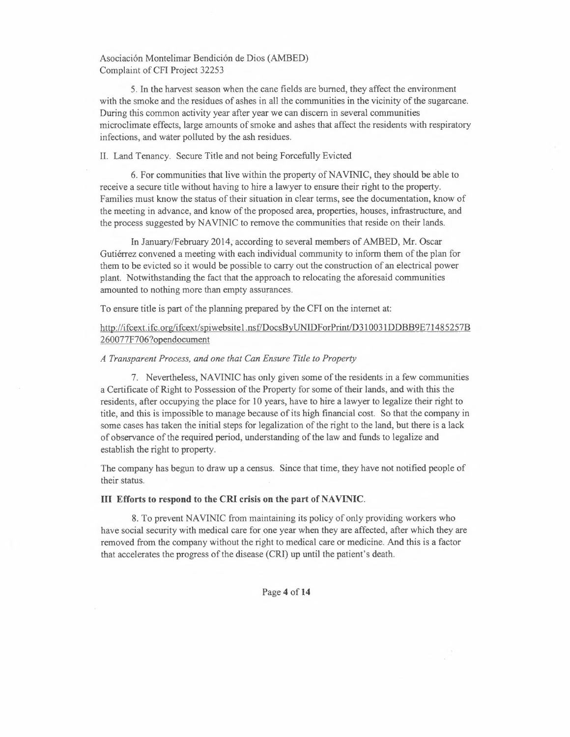5. In the harvest season when the cane fields are burned, they affect the environment with the smoke and the residues of ashes in all the communities in the vicinity of the sugarcane. During this common activity year after year we can discern in several communities microclimate effects, large amounts of smoke and ashes that affect the residents with respiratory infections, and water polluted by the ash residues.

II. Land Tenancy. Secure Title and not being Forcefully Evicted

6. For communities that live within the property of NAVINIC, they should be able to receive a secure title without having to hire a lawyer to ensure their right to the property. Families must know the status of their situation in clear terms, see the documentation, know of the meeting in advance, and know of the proposed area, properties, houses, infrastructure, and the process suggested by NAVINIC to remove the communities that reside on their lands.

In January/February 2014, according to several members of AMBED, Mr. Oscar Gutiérrez convened a meeting with each individual community to inform them of the plan for them to be evicted so it would be possible to carry out the construction of an electrical power plant. Notwithstanding the fact that the approach to relocating the aforesaid communities amounted to nothing more than empty assurances.

To ensure title is part of the planning prepared by the CFI on the internet at:

http://ifcext.ifc.org/ifcext/spiwebsite1.nsf/DocsByUNIDForPrint/D310031DDBB9E71485257B260077F706?opendocument

*A Transparent Process, and one that Can Ensure Title to Property*

7. Nevertheless, NAVINIC has only given some of the residents in a few communities a Certificate of Right to Possession of the Property for some of their lands, and with this the residents, after occupying the place for 10 years, have to hire a lawyer to legalize their right to title, and this is impossible to manage because of its high financial cost. So that the company in some cases has taken the initial steps for legalization of the right to the land, but there is a lack of observance of the required period, understanding of the law and funds to legalize and establish the right to property.

The company has begun to draw up a census. Since that time, they have not notified people of their status.

**III Efforts to respond to the CRI crisis on the part of NAVINIC.**

8. To prevent NAVINIC from maintaining its policy of only providing workers who have social security with medical care for one year when they are affected, after which they are removed from the company without the right to medical care or medicine. And this is a factor that accelerates the progress of the disease (CRI) up until the patient's death.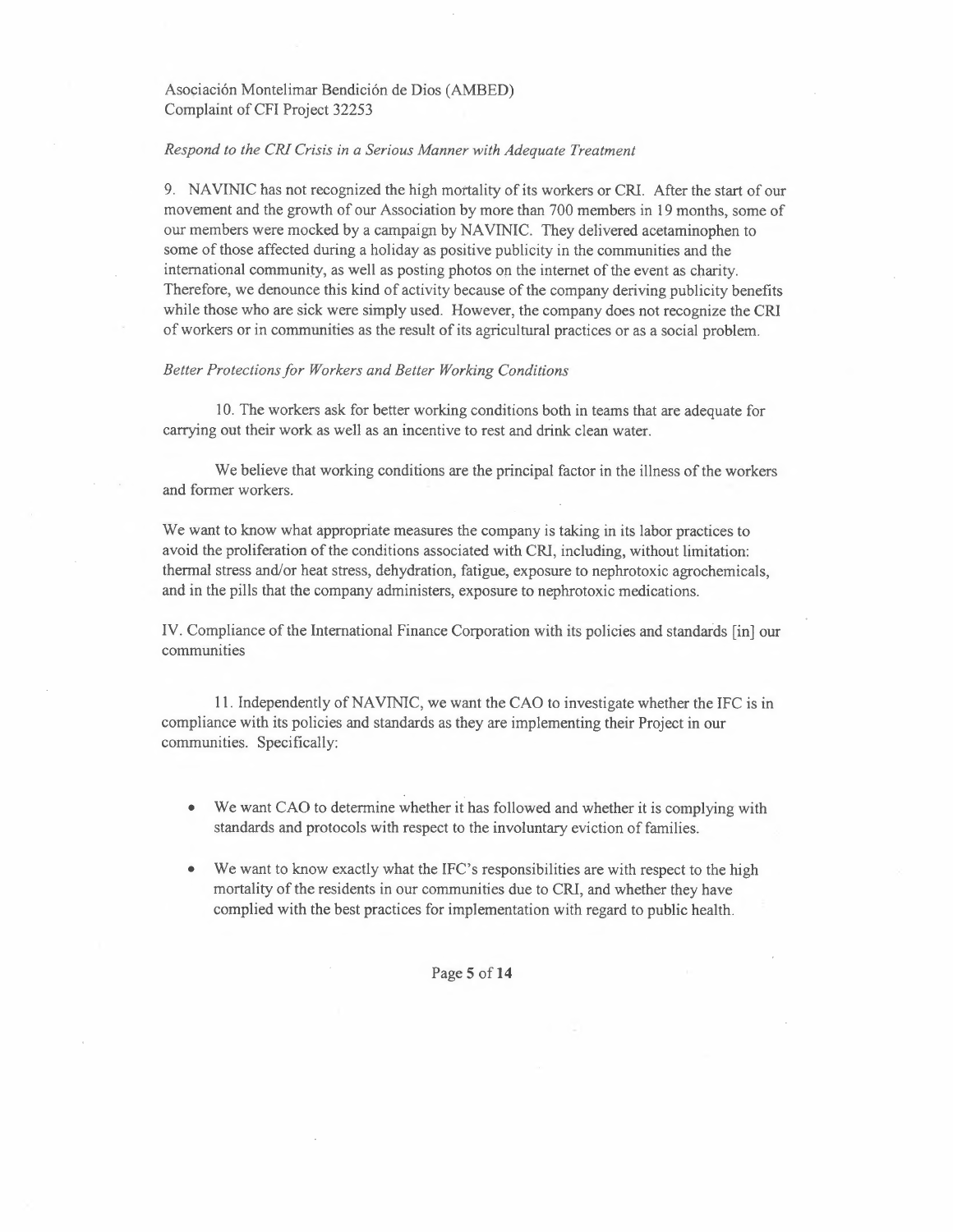*Respond to the CRI Crisis in a Serious Manner with Adequate Treatment*

9. NAVINIC has not recognized the high mortality of its workers or CRI. After the start of our movement and the growth of our Association by more than 700 members in 19 months, some of our members were mocked by a campaign by NAVINIC. They delivered acetaminophen to some of those affected during a holiday as positive publicity in the communities and the international community, as well as posting photos on the internet of the event as charity. Therefore, we denounce this kind of activity because of the company deriving publicity benefits while those who are sick were simply used. However, the company does not recognize the CRI of workers or in communities as the result of its agricultural practices or as a social problem.

*Better Protections for Workers and Better Working Conditions*

10. The workers ask for better working conditions both in teams that are adequate for carrying out their work as well as an incentive to rest and drink clean water.

We believe that working conditions are the principal factor in the illness of the workers and former workers.

We want to know what appropriate measures the company is taking in its labor practices to avoid the proliferation of the conditions associated with CRI, including, without limitation: thermal stress and/or heat stress, dehydration, fatigue, exposure to nephrotoxic agrochemicals, and in the pills that the company administers, exposure to nephrotoxic medications.

IV. Compliance of the International Finance Corporation with its policies and standards [in] our communities

11. Independently of NAVINIC, we want the CAO to investigate whether the IFC is in compliance with its policies and standards as they are implementing their Project in our communities. Specifically:

- We want CAO to determine whether it has followed and whether it is complying with standards and protocols with respect to the involuntary eviction of families.
- We want to know exactly what the IFC's responsibilities are with respect to the high mortality of the residents in our communities due to CRI, and whether they have complied with the best practices for implementation with regard to public health.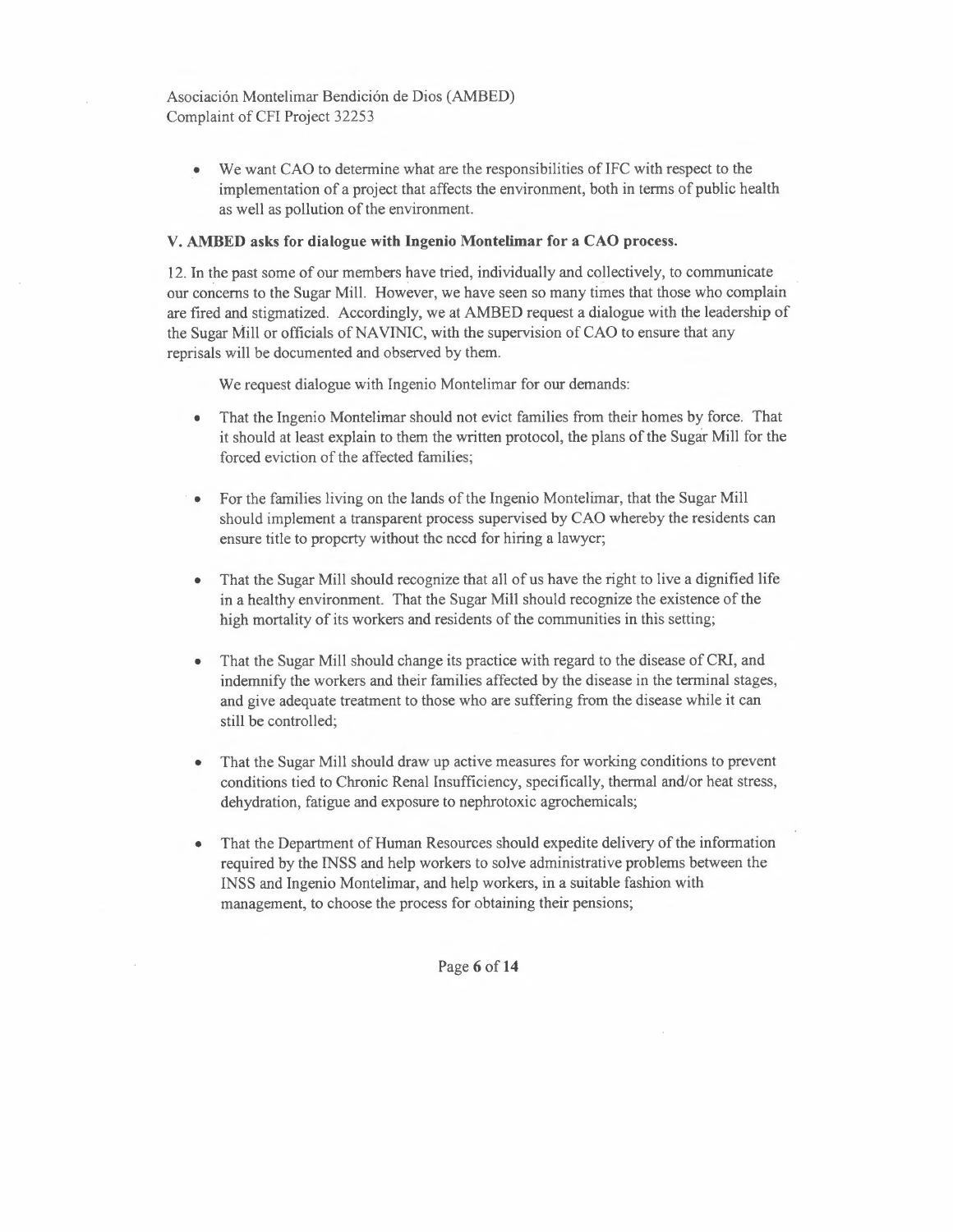- We want CAO to determine what are the responsibilities of IFC with respect to the implementation of a project that affects the environment, both in terms of public health as well as pollution of the environment.

### V. AMBED asks for dialogue with Ingenio Montelimar for a CAO process.

12. In the past some of our members have tried, individually and collectively, to communicate our concerns to the Sugar Mill. However, we have seen so many times that those who complain are fired and stigmatized. Accordingly, we at AMBED request a dialogue with the leadership of the Sugar Mill or officials of NAVINIC, with the supervision of CAO to ensure that any reprisals will be documented and observed by them.

We request dialogue with Ingenio Montelimar for our demands:

- That the Ingenio Montelimar should not evict families from their homes by force. That it should at least explain to them the written protocol, the plans of the Sugar Mill for the forced eviction of the affected families;
- For the families living on the lands of the Ingenio Montelimar, that the Sugar Mill should implement a transparent process supervised by CAO whereby the residents can ensure title to property without the need for hiring a lawyer;
- That the Sugar Mill should recognize that all of us have the right to live a dignified life in a healthy environment. That the Sugar Mill should recognize the existence of the high mortality of its workers and residents of the communities in this setting;
- That the Sugar Mill should change its practice with regard to the disease of CRI, and indemnify the workers and their families affected by the disease in the terminal stages, and give adequate treatment to those who are suffering from the disease while it can still be controlled;
- That the Sugar Mill should draw up active measures for working conditions to prevent conditions tied to Chronic Renal Insufficiency, specifically, thermal and/or heat stress, dehydration, fatigue and exposure to nephrotoxic agrochemicals;
- That the Department of Human Resources should expedite delivery of the information required by the INSS and help workers to solve administrative problems between the INSS and Ingenio Montelimar, and help workers, in a suitable fashion with management, to choose the process for obtaining their pensions;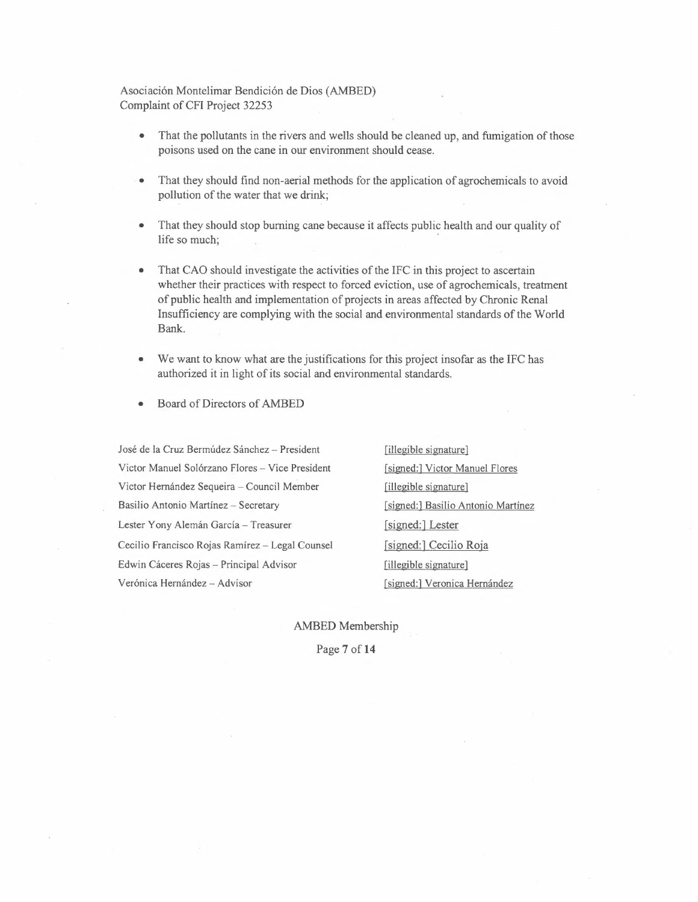Asociación Montelimar Bendición de Dios (AMBED)
Complaint of CFI Project 32253

- That the pollutants in the rivers and wells should be cleaned up, and fumigation of those poisons used on the cane in our environment should cease.
- That they should find non-aerial methods for the application of agrochemicals to avoid pollution of the water that we drink;
- That they should stop burning cane because it affects public health and our quality of life so much;
- That CAO should investigate the activities of the IFC in this project to ascertain whether their practices with respect to forced eviction, use of agrochemicals, treatment of public health and implementation of projects in areas affected by Chronic Renal Insufficiency are complying with the social and environmental standards of the World Bank.
- We want to know what are the justifications for this project insofar as the IFC has authorized it in light of its social and environmental standards.
- Board of Directors of AMBED

| | |
|---|---|
| José de la Cruz Bermúdez Sánchez – President | [illegible signature] |
| Victor Manuel Solórzano Flores – Vice President | [signed:] Victor Manuel Flores |
| Victor Hernández Sequeira – Council Member | [illegible signature] |
| Basilio Antonio Martínez – Secretary | [signed:] Basilio Antonio Martínez |
| Lester Yony Alemán García – Treasurer | [signed:] Lester |
| Cecilio Francisco Rojas Ramírez – Legal Counsel | [signed:] Cecilio Roja |
| Edwin Cáceres Rojas – Principal Advisor | [illegible signature] |
| Verónica Hernández – Advisor | [signed:] Veronica Hernández |

AMBED Membership